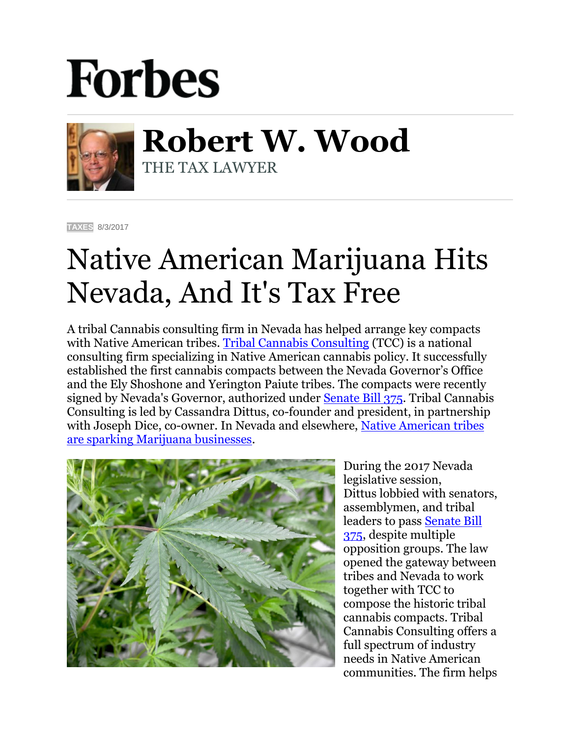# Forbes

## Robert W. Wood

THE TAX LAWYER

TAXES 8/3/2017

# Native American Marijuana Hits Nevada, And It's Tax Free

A tribal Cannabis consulting firm in Nevada has helped arrange key compacts with Native American tribes. Tribal Cannabis Consulting (TCC) is a national consulting firm specializing in Native American cannabis policy. It successfully established the first cannabis compacts between the Nevada Governor's Office and the Ely Shoshone and Yerington Paiute tribes. The compacts were recently signed by Nevada's Governor, authorized under Senate Bill 375. Tribal Cannabis Consulting is led by Cassandra Dittus, co-founder and president, in partnership with Joseph Dice, co-owner. In Nevada and elsewhere, Native American tribes are sparking Marijuana businesses.

During the 2017 Nevada legislative session, Dittus lobbied with senators, assemblymen, and tribal leaders to pass Senate Bill 375, despite multiple opposition groups. The law opened the gateway between tribes and Nevada to work together with TCC to compose the historic tribal cannabis compacts. Tribal Cannabis Consulting offers a full spectrum of industry needs in Native American communities. The firm helps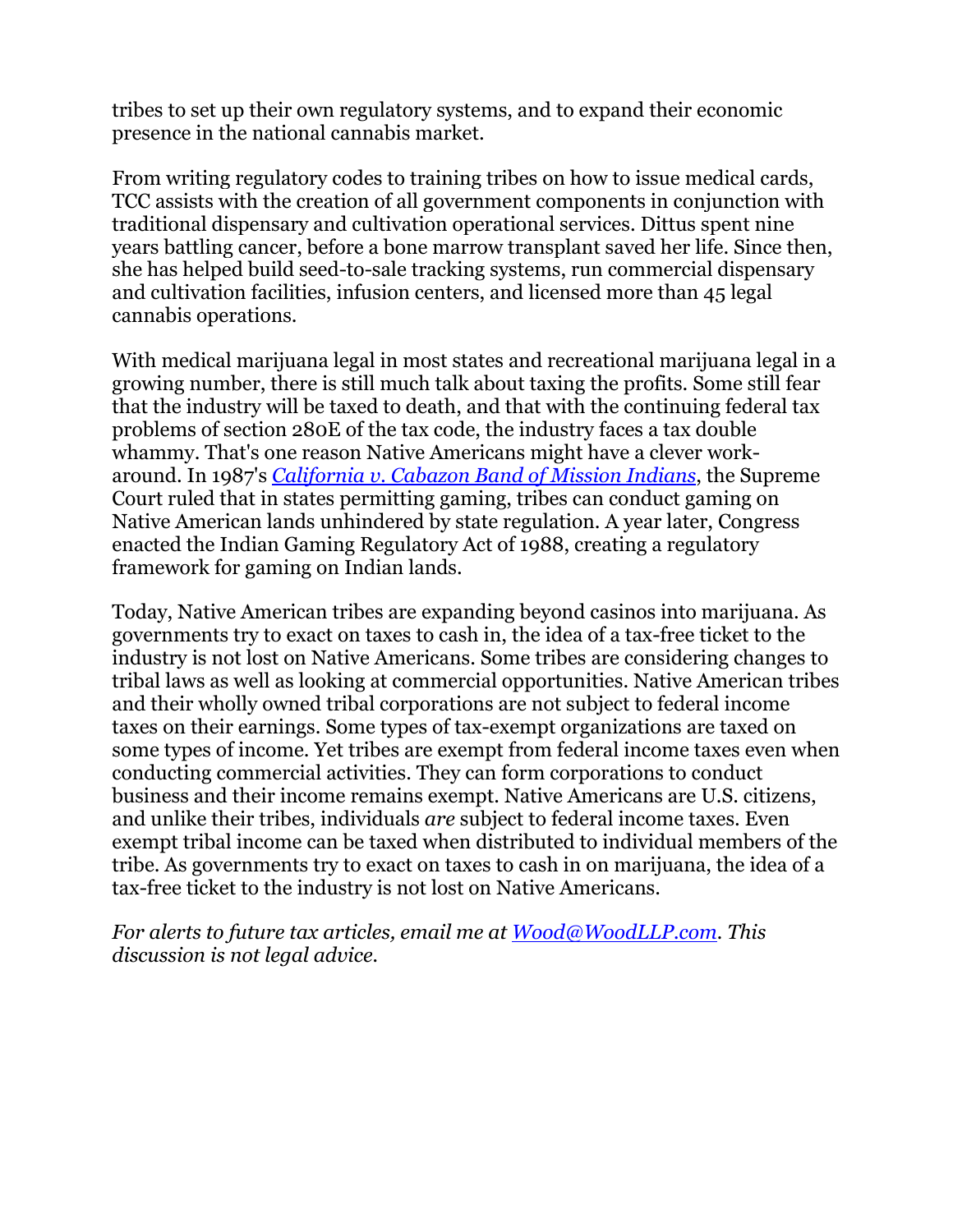tribes to set up their own regulatory systems, and to expand their economic presence in the national cannabis market.

From writing regulatory codes to training tribes on how to issue medical cards, TCC assists with the creation of all government components in conjunction with traditional dispensary and cultivation operational services. Dittus spent nine years battling cancer, before a bone marrow transplant saved her life. Since then, she has helped build seed-to-sale tracking systems, run commercial dispensary and cultivation facilities, infusion centers, and licensed more than 45 legal cannabis operations.

With medical marijuana legal in most states and recreational marijuana legal in a growing number, there is still much talk about taxing the profits. Some still fear that the industry will be taxed to death, and that with the continuing federal tax problems of section 280E of the tax code, the industry faces a tax double whammy. That's one reason Native Americans might have a clever work-around. In 1987's [*California v. Cabazon Band of Mission Indians*](), the Supreme Court ruled that in states permitting gaming, tribes can conduct gaming on Native American lands unhindered by state regulation. A year later, Congress enacted the Indian Gaming Regulatory Act of 1988, creating a regulatory framework for gaming on Indian lands.

Today, Native American tribes are expanding beyond casinos into marijuana. As governments try to exact on taxes to cash in, the idea of a tax-free ticket to the industry is not lost on Native Americans. Some tribes are considering changes to tribal laws as well as looking at commercial opportunities. Native American tribes and their wholly owned tribal corporations are not subject to federal income taxes on their earnings. Some types of tax-exempt organizations are taxed on some types of income. Yet tribes are exempt from federal income taxes even when conducting commercial activities. They can form corporations to conduct business and their income remains exempt. Native Americans are U.S. citizens, and unlike their tribes, individuals *are* subject to federal income taxes. Even exempt tribal income can be taxed when distributed to individual members of the tribe. As governments try to exact on taxes to cash in on marijuana, the idea of a tax-free ticket to the industry is not lost on Native Americans.

*For alerts to future tax articles, email me at [Wood@WoodLLP.com](mailto:Wood@WoodLLP.com). This discussion is not legal advice.*